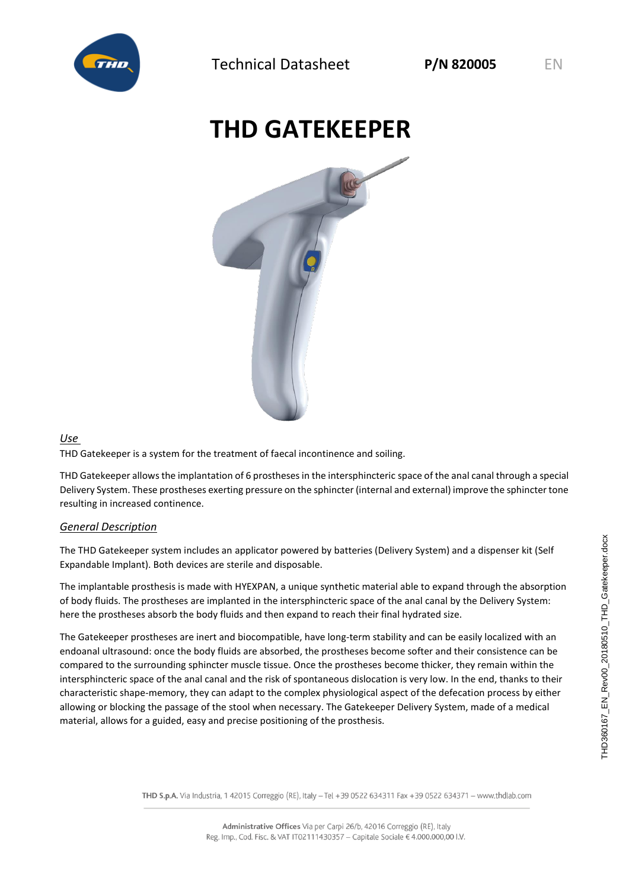Technical Datasheet **P/N 820005** EN

# THD GATEKEEPER

*Use*

THD Gatekeeper is a system for the treatment of faecal incontinence and soiling.

THD Gatekeeper allows the implantation of 6 prostheses in the intersphincteric space of the anal canal through a special Delivery System. These prostheses exerting pressure on the sphincter (internal and external) improve the sphincter tone resulting in increased continence.

*General Description*

The THD Gatekeeper system includes an applicator powered by batteries (Delivery System) and a dispenser kit (Self Expandable Implant). Both devices are sterile and disposable.

The implantable prosthesis is made with HYEXPAN, a unique synthetic material able to expand through the absorption of body fluids. The prostheses are implanted in the intersphincteric space of the anal canal by the Delivery System: here the prostheses absorb the body fluids and then expand to reach their final hydrated size.

The Gatekeeper prostheses are inert and biocompatible, have long-term stability and can be easily localized with an endoanal ultrasound: once the body fluids are absorbed, the prostheses become softer and their consistence can be compared to the surrounding sphincter muscle tissue. Once the prostheses become thicker, they remain within the intersphincteric space of the anal canal and the risk of spontaneous dislocation is very low. In the end, thanks to their characteristic shape-memory, they can adapt to the complex physiological aspect of the defecation process by either allowing or blocking the passage of the stool when necessary. The Gatekeeper Delivery System, made of a medical material, allows for a guided, easy and precise positioning of the prosthesis.

**THD S.p.A.** Via Industria, 1 42015 Correggio (RE), Italy – Tel +39 0522 634311 Fax +39 0522 634371 – www.thdlab.com

**Administrative Offices** Via per Carpi 26/b, 42016 Correggio (RE), Italy
Reg. Imp., Cod. Fisc. & VAT IT02111430357 – Capitale Sociale € 4.000.000,00 I.V.

THD360167_EN_Rev00_20180510_THD_Gatekeeper.docx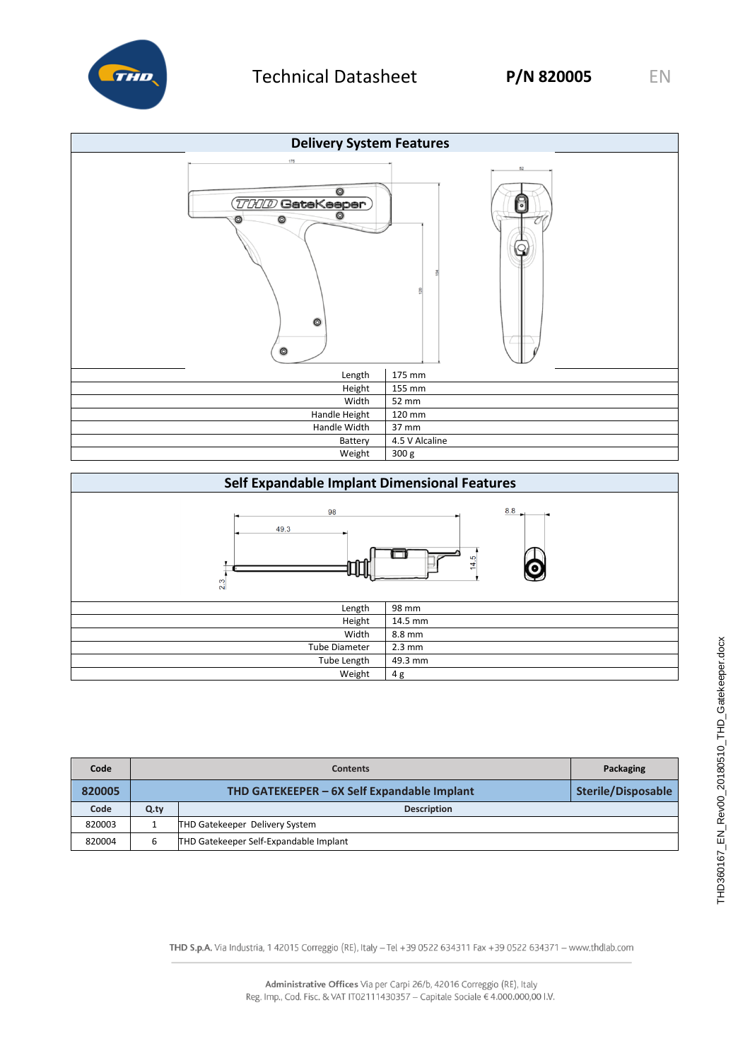Technical Datasheet **P/N 820005** EN

## Delivery System Features

175

52

120

154

| | |
|---|---|
| Length | 175 mm |
| Height | 155 mm |
| Width | 52 mm |
| Handle Height | 120 mm |
| Handle Width | 37 mm |
| Battery | 4.5 V Alcaline |
| Weight | 300 g |

## Self Expandable Implant Dimensional Features

98

49.3

8.8

14.5

2.3

| | |
|---|---|
| Length | 98 mm |
| Height | 14.5 mm |
| Width | 8.8 mm |
| Tube Diameter | 2.3 mm |
| Tube Length | 49.3 mm |
| Weight | 4 g |

| Code | Contents | | Packaging |
|---|---|---|---|
| **820005** | **THD GATEKEEPER – 6X Self Expandable Implant** | | **Sterile/Disposable** |
| **Code** | **Q.ty** | **Description** | |
| 820003 | 1 | THD Gatekeeper Delivery System | |
| 820004 | 6 | THD Gatekeeper Self-Expandable Implant | |

THD360167_EN_Rev00_20180510_THD_Gatekeeper.docx

**THD S.p.A.** Via Industria, 1 42015 Correggio (RE), Italy – Tel +39 0522 634311 Fax +39 0522 634371 – www.thdlab.com

**Administrative Offices** Via per Carpi 26/b, 42016 Correggio (RE), Italy
Reg. Imp., Cod. Fisc. & VAT IT02111430357 – Capitale Sociale € 4.000.000,00 I.V.